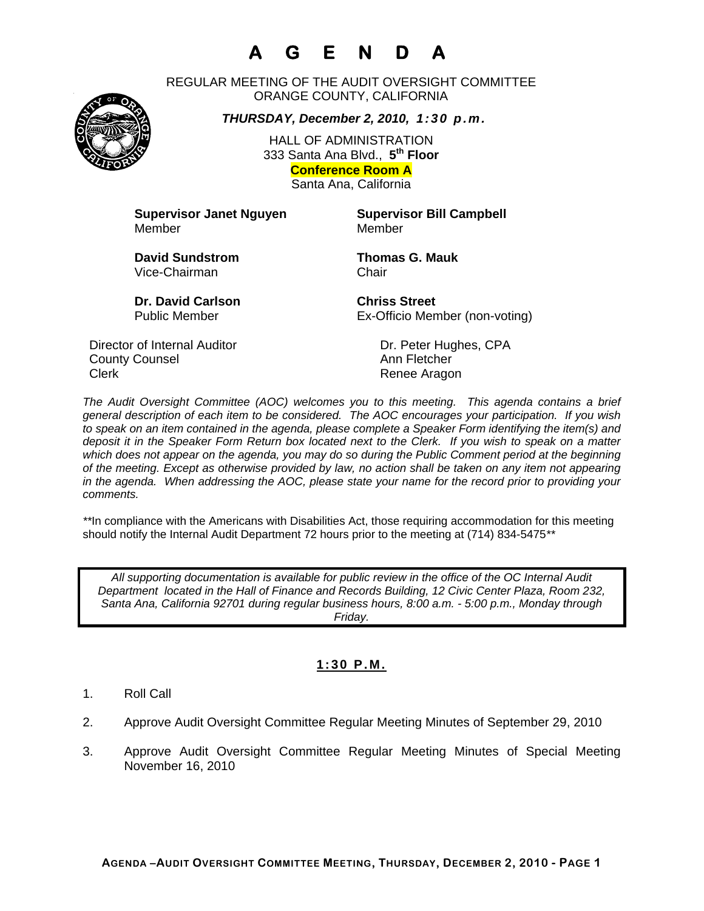# A G E N D A

REGULAR MEETING OF THE AUDIT OVERSIGHT COMMITTEE
ORANGE COUNTY, CALIFORNIA

***THURSDAY, December 2, 2010, 1:30 p.m.***

HALL OF ADMINISTRATION
333 Santa Ana Blvd., **5th Floor**
**Conference Room A**
Santa Ana, California

**Supervisor Janet Nguyen**
Member

**Supervisor Bill Campbell**
Member

**David Sundstrom**
Vice-Chairman

**Thomas G. Mauk**
Chair

**Dr. David Carlson**
Public Member

**Chriss Street**
Ex-Officio Member (non-voting)

| | |
|---|---|
| Director of Internal Auditor | Dr. Peter Hughes, CPA |
| County Counsel | Ann Fletcher |
| Clerk | Renee Aragon |

*The Audit Oversight Committee (AOC) welcomes you to this meeting. This agenda contains a brief general description of each item to be considered. The AOC encourages your participation. If you wish to speak on an item contained in the agenda, please complete a Speaker Form identifying the item(s) and deposit it in the Speaker Form Return box located next to the Clerk. If you wish to speak on a matter which does not appear on the agenda, you may do so during the Public Comment period at the beginning of the meeting. Except as otherwise provided by law, no action shall be taken on any item not appearing in the agenda. When addressing the AOC, please state your name for the record prior to providing your comments.*

**In compliance with the Americans with Disabilities Act, those requiring accommodation for this meeting should notify the Internal Audit Department 72 hours prior to the meeting at (714) 834-5475**

*All supporting documentation is available for public review in the office of the OC Internal Audit Department located in the Hall of Finance and Records Building, 12 Civic Center Plaza, Room 232, Santa Ana, California 92701 during regular business hours, 8:00 a.m. - 5:00 p.m., Monday through Friday.*

## 1:30 P.M.

1. Roll Call
2. Approve Audit Oversight Committee Regular Meeting Minutes of September 29, 2010
3. Approve Audit Oversight Committee Regular Meeting Minutes of Special Meeting November 16, 2010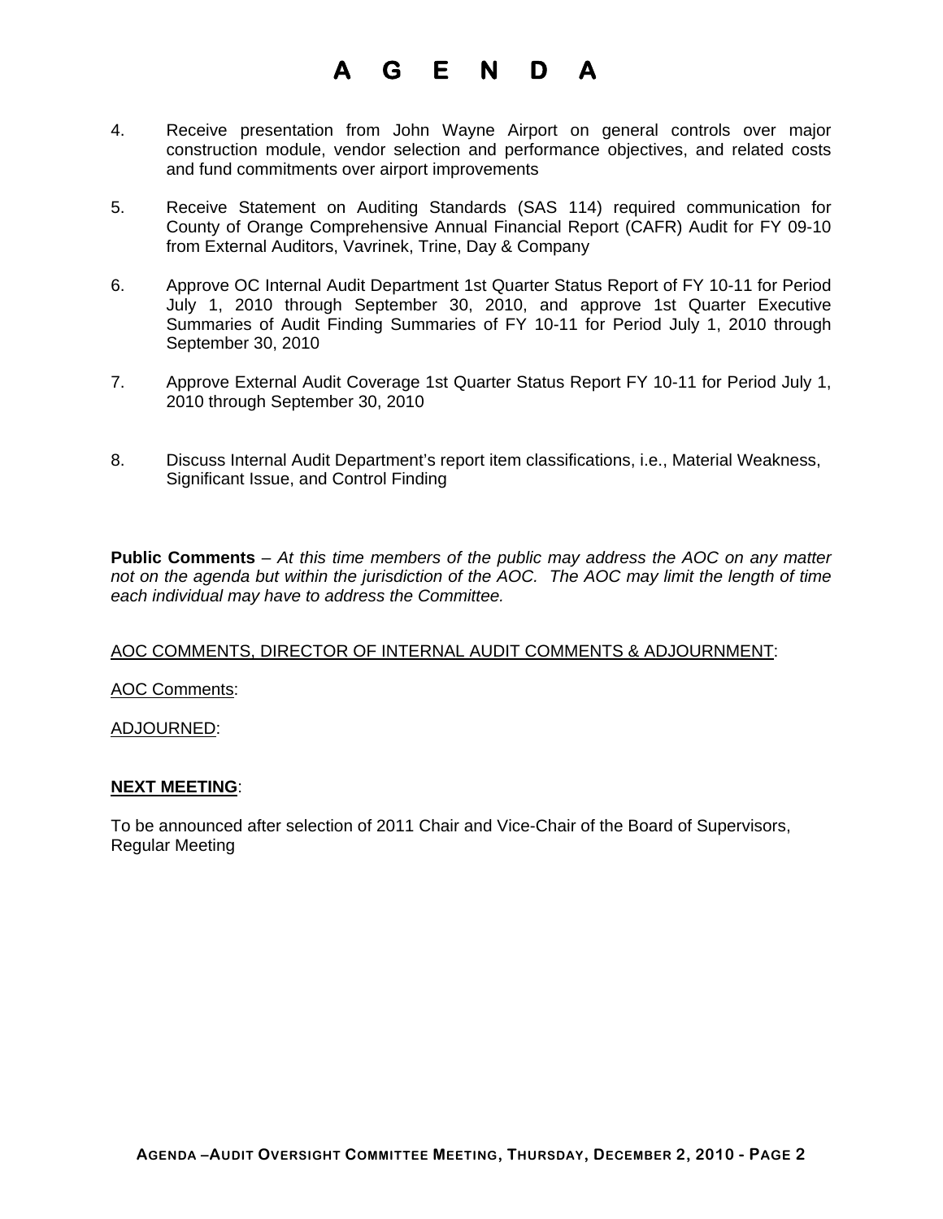# A G E N D A

4. Receive presentation from John Wayne Airport on general controls over major construction module, vendor selection and performance objectives, and related costs and fund commitments over airport improvements

5. Receive Statement on Auditing Standards (SAS 114) required communication for County of Orange Comprehensive Annual Financial Report (CAFR) Audit for FY 09-10 from External Auditors, Vavrinek, Trine, Day & Company

6. Approve OC Internal Audit Department 1st Quarter Status Report of FY 10-11 for Period July 1, 2010 through September 30, 2010, and approve 1st Quarter Executive Summaries of Audit Finding Summaries of FY 10-11 for Period July 1, 2010 through September 30, 2010

7. Approve External Audit Coverage 1st Quarter Status Report FY 10-11 for Period July 1, 2010 through September 30, 2010

8. Discuss Internal Audit Department's report item classifications, i.e., Material Weakness, Significant Issue, and Control Finding

**Public Comments** – *At this time members of the public may address the AOC on any matter not on the agenda but within the jurisdiction of the AOC. The AOC may limit the length of time each individual may have to address the Committee.*

<u>AOC COMMENTS, DIRECTOR OF INTERNAL AUDIT COMMENTS & ADJOURNMENT</u>:

<u>AOC Comments</u>:

<u>ADJOURNED</u>:

**<u>NEXT MEETING</u>**:

To be announced after selection of 2011 Chair and Vice-Chair of the Board of Supervisors, Regular Meeting